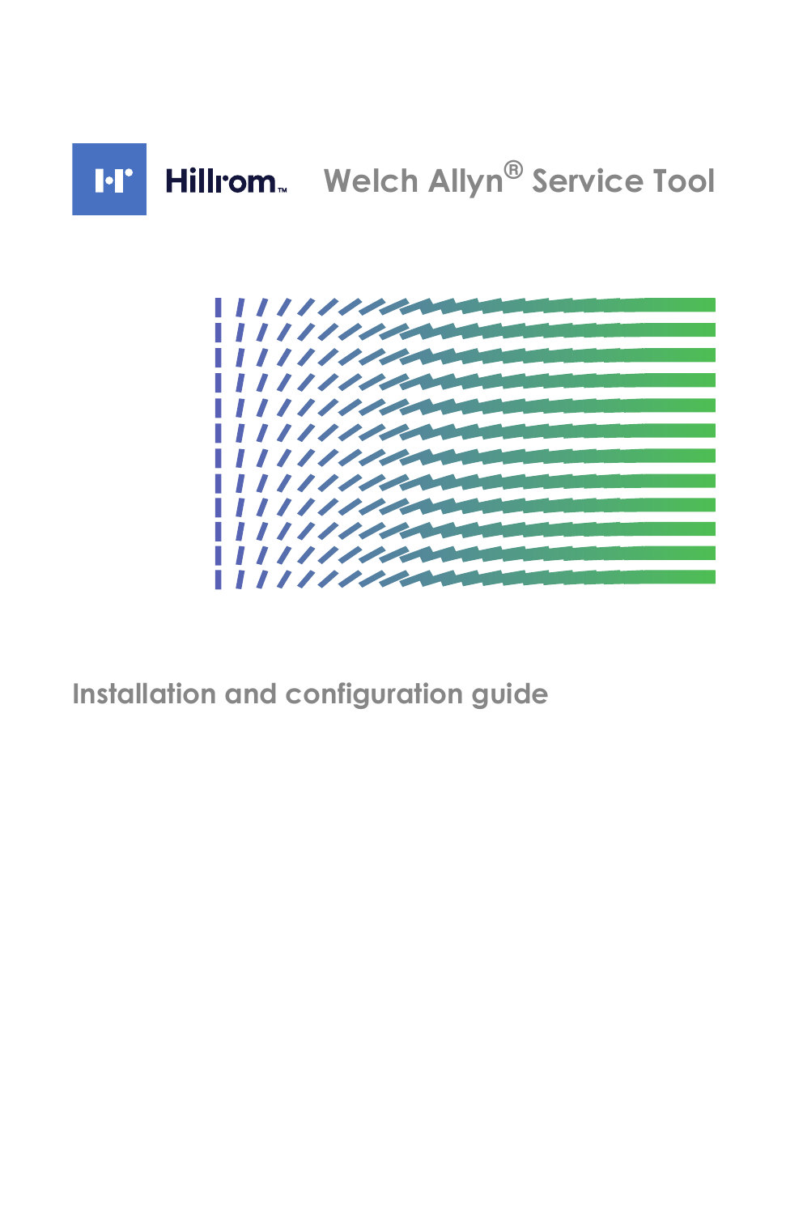Hillrom™

# Welch Allyn® Service Tool

## Installation and configuration guide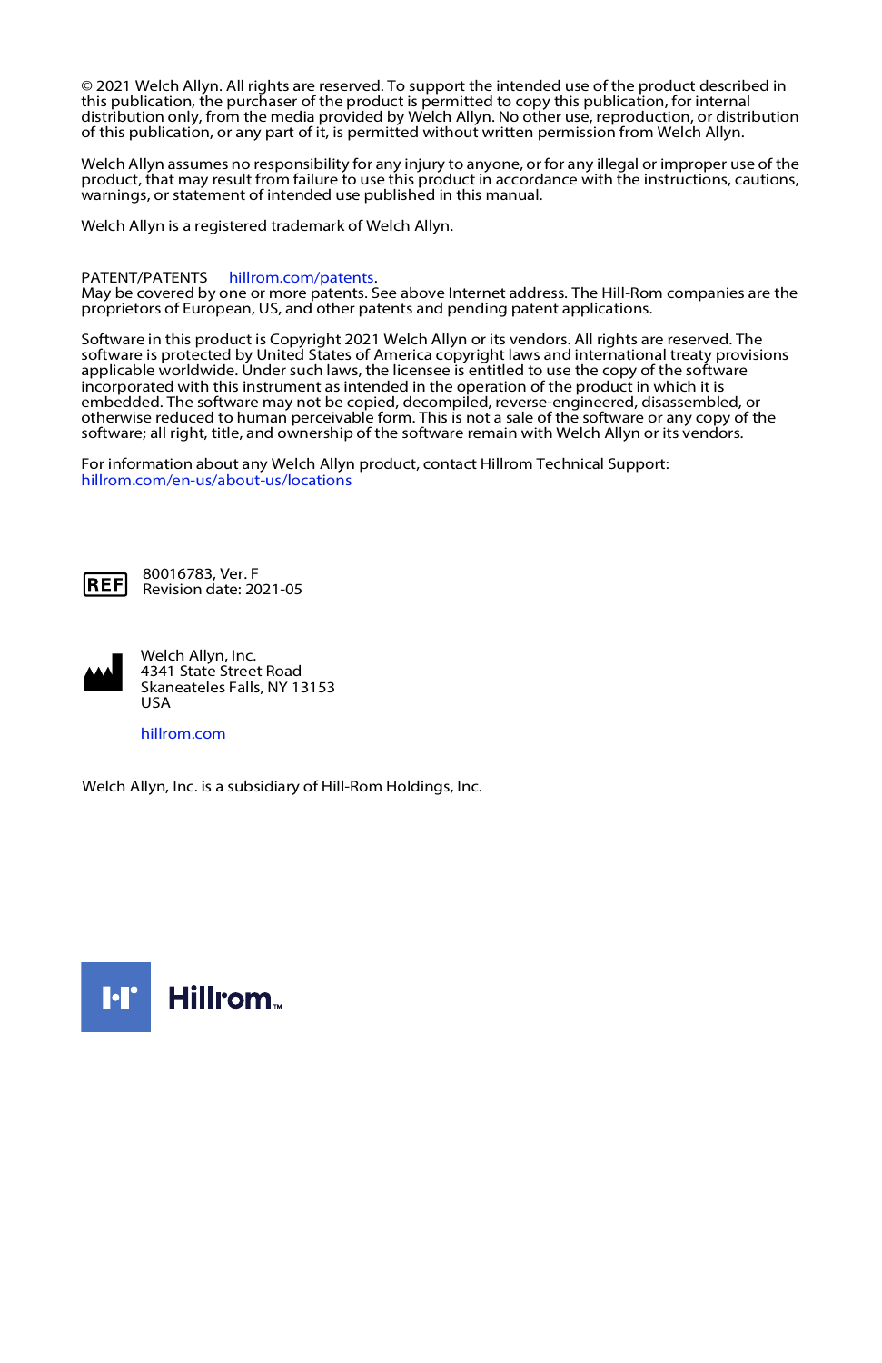© 2021 Welch Allyn. All rights are reserved. To support the intended use of the product described in this publication, the purchaser of the product is permitted to copy this publication, for internal distribution only, from the media provided by Welch Allyn. No other use, reproduction, or distribution of this publication, or any part of it, is permitted without written permission from Welch Allyn.

Welch Allyn assumes no responsibility for any injury to anyone, or for any illegal or improper use of the product, that may result from failure to use this product in accordance with the instructions, cautions, warnings, or statement of intended use published in this manual.

Welch Allyn is a registered trademark of Welch Allyn.

PATENT/PATENTS hillrom.com/patents.
May be covered by one or more patents. See above Internet address. The Hill-Rom companies are the proprietors of European, US, and other patents and pending patent applications.

Software in this product is Copyright 2021 Welch Allyn or its vendors. All rights are reserved. The software is protected by United States of America copyright laws and international treaty provisions applicable worldwide. Under such laws, the licensee is entitled to use the copy of the software incorporated with this instrument as intended in the operation of the product in which it is embedded. The software may not be copied, decompiled, reverse-engineered, disassembled, or otherwise reduced to human perceivable form. This is not a sale of the software or any copy of the software; all right, title, and ownership of the software remain with Welch Allyn or its vendors.

For information about any Welch Allyn product, contact Hillrom Technical Support:
hillrom.com/en-us/about-us/locations

REF 80016783, Ver. F
Revision date: 2021-05

Welch Allyn, Inc.
4341 State Street Road
Skaneateles Falls, NY 13153
USA

hillrom.com

Welch Allyn, Inc. is a subsidiary of Hill-Rom Holdings, Inc.

Hillrom™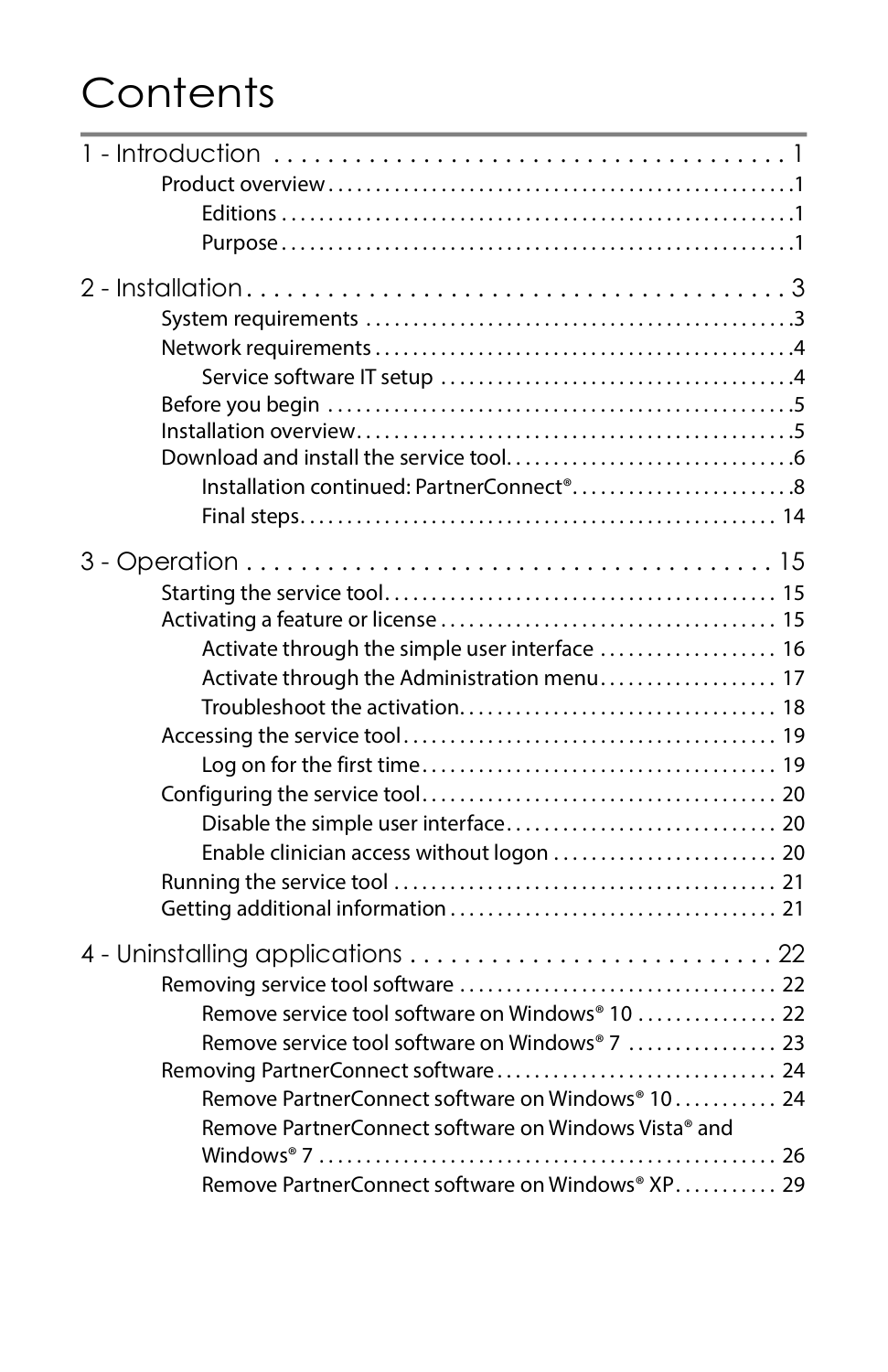# Contents

1 - Introduction . . . . . . . . . . . . . . . . . . . . . . . . . . . . . . . . . . . . . . . . 1

- Product overview . . . . . . . . . . . . . . . . . . . . . . . . . . . . . . . . . . . . . . . . . . . . . . . .1
  - Editions . . . . . . . . . . . . . . . . . . . . . . . . . . . . . . . . . . . . . . . . . . . . . . . . . . . . . .1
  - Purpose . . . . . . . . . . . . . . . . . . . . . . . . . . . . . . . . . . . . . . . . . . . . . . . . . . . . . .1

2 - Installation . . . . . . . . . . . . . . . . . . . . . . . . . . . . . . . . . . . . . . . . . . 3

- System requirements . . . . . . . . . . . . . . . . . . . . . . . . . . . . . . . . . . . . . . . . . . . .3
- Network requirements . . . . . . . . . . . . . . . . . . . . . . . . . . . . . . . . . . . . . . . . . . . .4
  - Service software IT setup . . . . . . . . . . . . . . . . . . . . . . . . . . . . . . . . . . . . .4
- Before you begin . . . . . . . . . . . . . . . . . . . . . . . . . . . . . . . . . . . . . . . . . . . . . . . . .5
- Installation overview. . . . . . . . . . . . . . . . . . . . . . . . . . . . . . . . . . . . . . . . . . . . . .5
- Download and install the service tool. . . . . . . . . . . . . . . . . . . . . . . . . . . . . . .6
  - Installation continued: PartnerConnect®. . . . . . . . . . . . . . . . . . . . . . . .8
  - Final steps. . . . . . . . . . . . . . . . . . . . . . . . . . . . . . . . . . . . . . . . . . . . . . . . . 14

3 - Operation . . . . . . . . . . . . . . . . . . . . . . . . . . . . . . . . . . . . . . . . . 15

- Starting the service tool. . . . . . . . . . . . . . . . . . . . . . . . . . . . . . . . . . . . . . . . . 15
- Activating a feature or license . . . . . . . . . . . . . . . . . . . . . . . . . . . . . . . . . . . 15
  - Activate through the simple user interface . . . . . . . . . . . . . . . . . . 16
  - Activate through the Administration menu. . . . . . . . . . . . . . . . . . 17
  - Troubleshoot the activation. . . . . . . . . . . . . . . . . . . . . . . . . . . . . . . . . 18
- Accessing the service tool . . . . . . . . . . . . . . . . . . . . . . . . . . . . . . . . . . . . . . . 19
  - Log on for the first time . . . . . . . . . . . . . . . . . . . . . . . . . . . . . . . . . . . . . 19
- Configuring the service tool . . . . . . . . . . . . . . . . . . . . . . . . . . . . . . . . . . . . . 20
  - Disable the simple user interface. . . . . . . . . . . . . . . . . . . . . . . . . . . . 20
  - Enable clinician access without logon . . . . . . . . . . . . . . . . . . . . . . . 20
- Running the service tool . . . . . . . . . . . . . . . . . . . . . . . . . . . . . . . . . . . . . . . . 21
- Getting additional information . . . . . . . . . . . . . . . . . . . . . . . . . . . . . . . . . . 21

4 - Uninstalling applications . . . . . . . . . . . . . . . . . . . . . . . . . . . . 22

- Removing service tool software . . . . . . . . . . . . . . . . . . . . . . . . . . . . . . . . . 22
  - Remove service tool software on Windows® 10 . . . . . . . . . . . . . . 22
  - Remove service tool software on Windows® 7 . . . . . . . . . . . . . . . 23
- Removing PartnerConnect software . . . . . . . . . . . . . . . . . . . . . . . . . . . . . 24
  - Remove PartnerConnect software on Windows® 10 . . . . . . . . . . 24
  - Remove PartnerConnect software on Windows Vista® and Windows® 7 . . . . . . . . . . . . . . . . . . . . . . . . . . . . . . . . . . . . . . . . . . . . . . . 26
  - Remove PartnerConnect software on Windows® XP. . . . . . . . . . 29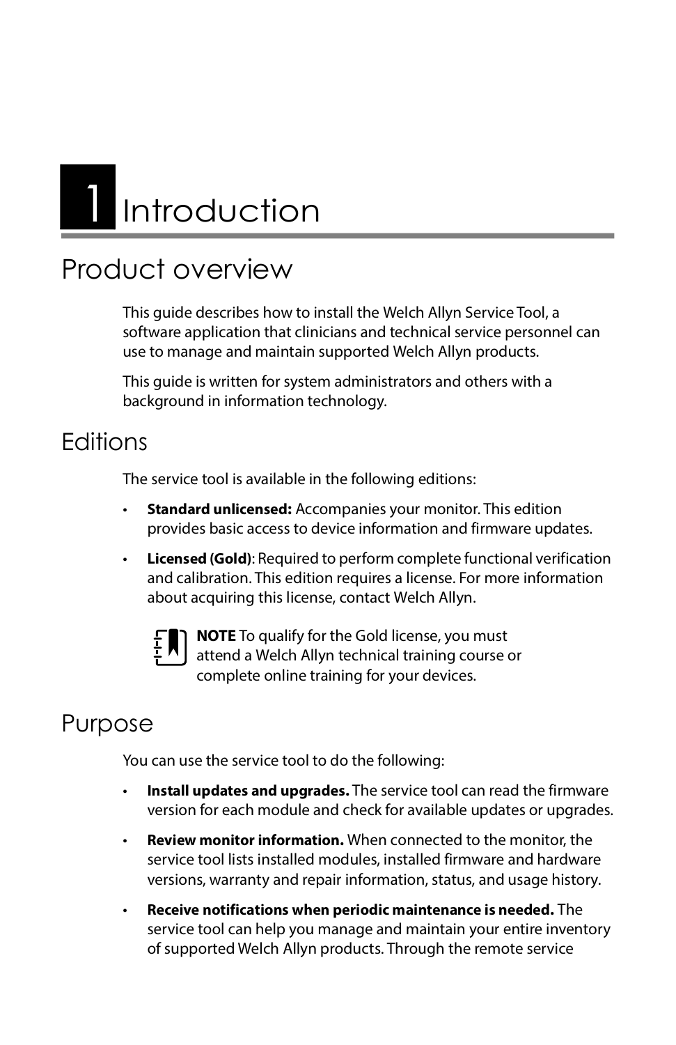# 1 Introduction

## Product overview

This guide describes how to install the Welch Allyn Service Tool, a software application that clinicians and technical service personnel can use to manage and maintain supported Welch Allyn products.

This guide is written for system administrators and others with a background in information technology.

### Editions

The service tool is available in the following editions:

- **Standard unlicensed:** Accompanies your monitor. This edition provides basic access to device information and firmware updates.
- **Licensed (Gold)**: Required to perform complete functional verification and calibration. This edition requires a license. For more information about acquiring this license, contact Welch Allyn.

  **NOTE** To qualify for the Gold license, you must attend a Welch Allyn technical training course or complete online training for your devices.

### Purpose

You can use the service tool to do the following:

- **Install updates and upgrades.** The service tool can read the firmware version for each module and check for available updates or upgrades.
- **Review monitor information.** When connected to the monitor, the service tool lists installed modules, installed firmware and hardware versions, warranty and repair information, status, and usage history.
- **Receive notifications when periodic maintenance is needed.** The service tool can help you manage and maintain your entire inventory of supported Welch Allyn products. Through the remote service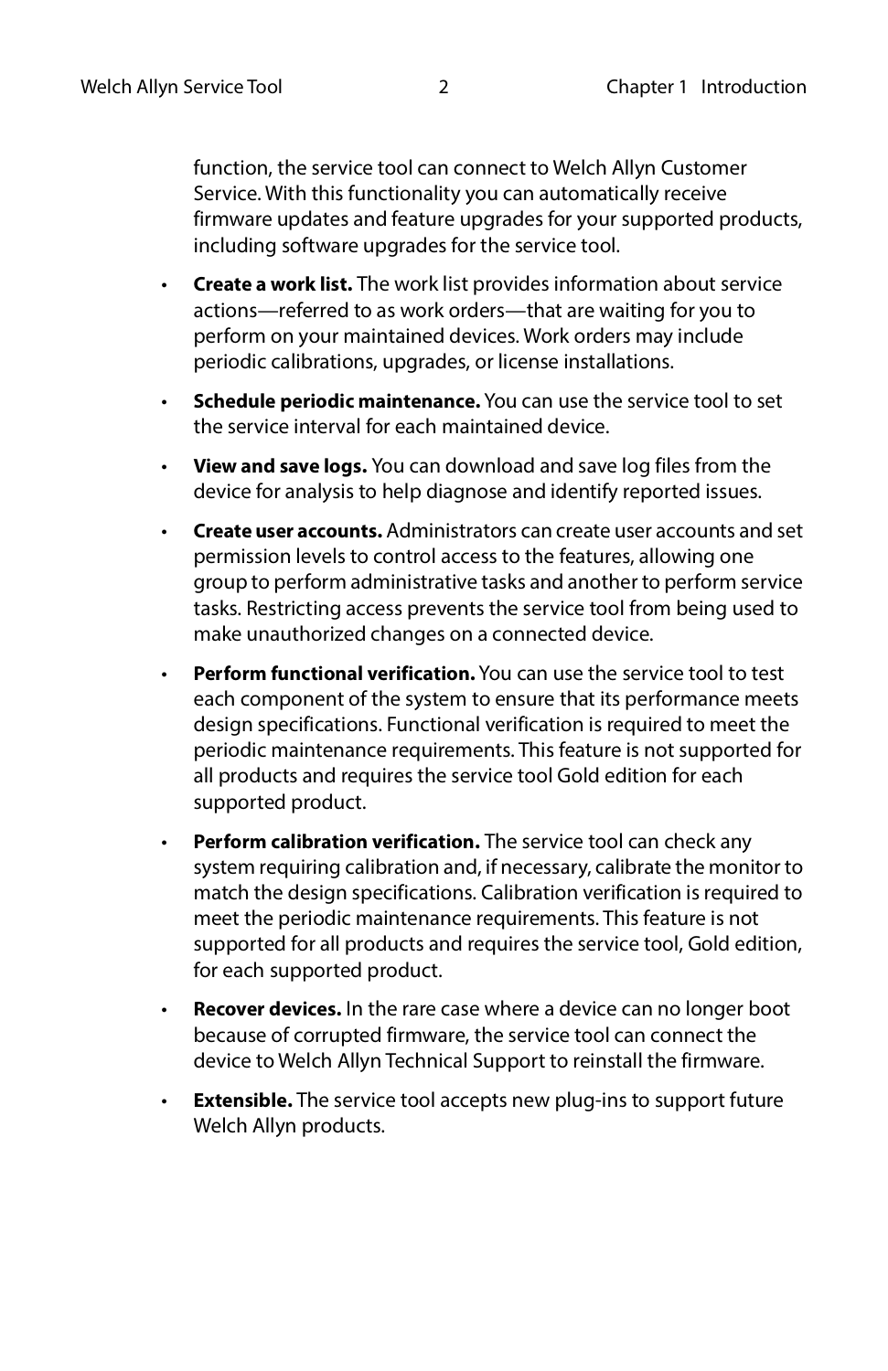function, the service tool can connect to Welch Allyn Customer Service. With this functionality you can automatically receive firmware updates and feature upgrades for your supported products, including software upgrades for the service tool.

- **Create a work list.** The work list provides information about service actions—referred to as work orders—that are waiting for you to perform on your maintained devices. Work orders may include periodic calibrations, upgrades, or license installations.
- **Schedule periodic maintenance.** You can use the service tool to set the service interval for each maintained device.
- **View and save logs.** You can download and save log files from the device for analysis to help diagnose and identify reported issues.
- **Create user accounts.** Administrators can create user accounts and set permission levels to control access to the features, allowing one group to perform administrative tasks and another to perform service tasks. Restricting access prevents the service tool from being used to make unauthorized changes on a connected device.
- **Perform functional verification.** You can use the service tool to test each component of the system to ensure that its performance meets design specifications. Functional verification is required to meet the periodic maintenance requirements. This feature is not supported for all products and requires the service tool Gold edition for each supported product.
- **Perform calibration verification.** The service tool can check any system requiring calibration and, if necessary, calibrate the monitor to match the design specifications. Calibration verification is required to meet the periodic maintenance requirements. This feature is not supported for all products and requires the service tool, Gold edition, for each supported product.
- **Recover devices.** In the rare case where a device can no longer boot because of corrupted firmware, the service tool can connect the device to Welch Allyn Technical Support to reinstall the firmware.
- **Extensible.** The service tool accepts new plug-ins to support future Welch Allyn products.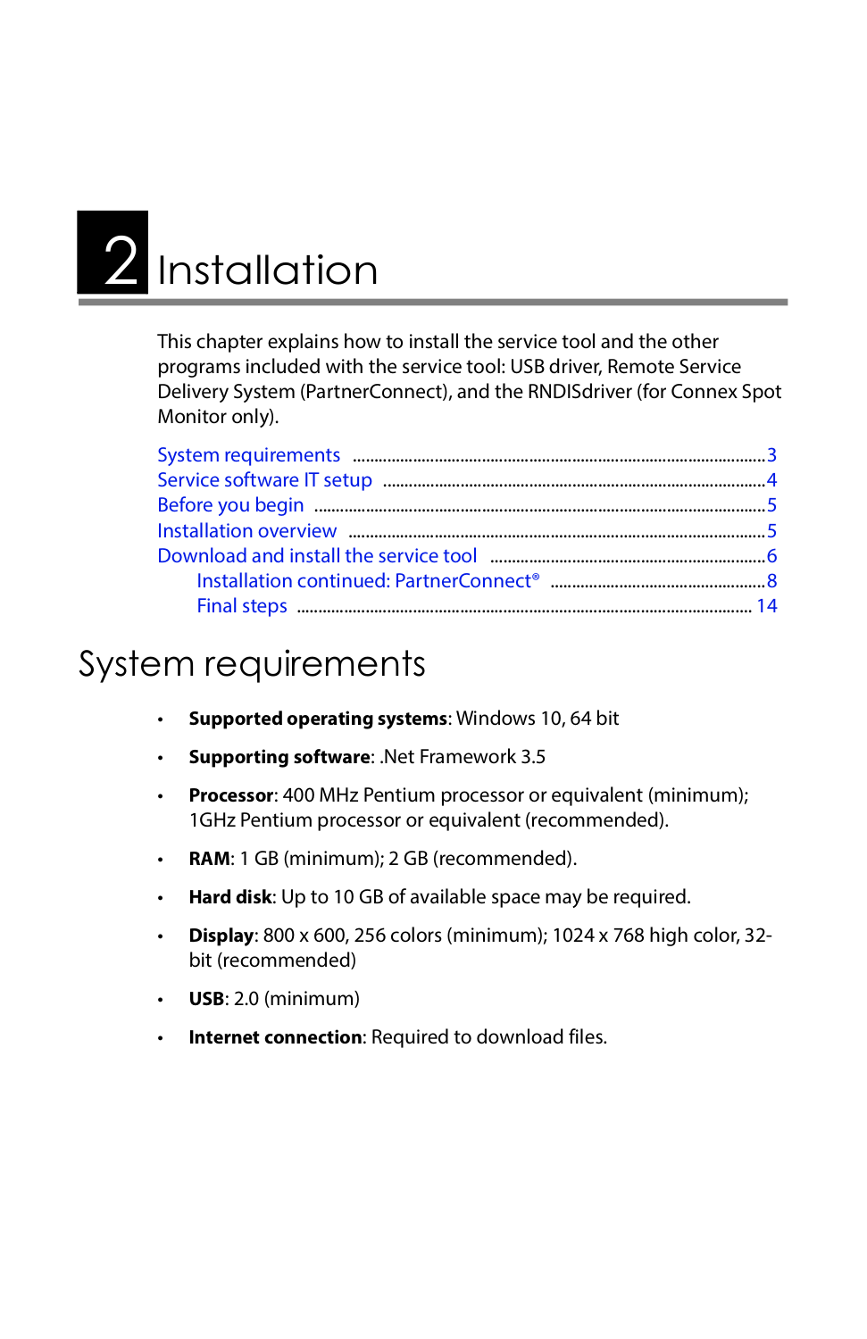# 2 Installation

This chapter explains how to install the service tool and the other programs included with the service tool: USB driver, Remote Service Delivery System (PartnerConnect), and the RNDISdriver (for Connex Spot Monitor only).

- System requirements .....3
- Service software IT setup .....4
- Before you begin .....5
- Installation overview .....5
- Download and install the service tool .....6
  - Installation continued: PartnerConnect® .....8
  - Final steps .....14

## System requirements

- **Supported operating systems**: Windows 10, 64 bit
- **Supporting software**: .Net Framework 3.5
- **Processor**: 400 MHz Pentium processor or equivalent (minimum); 1GHz Pentium processor or equivalent (recommended).
- **RAM**: 1 GB (minimum); 2 GB (recommended).
- **Hard disk**: Up to 10 GB of available space may be required.
- **Display**: 800 x 600, 256 colors (minimum); 1024 x 768 high color, 32-bit (recommended)
- **USB**: 2.0 (minimum)
- **Internet connection**: Required to download files.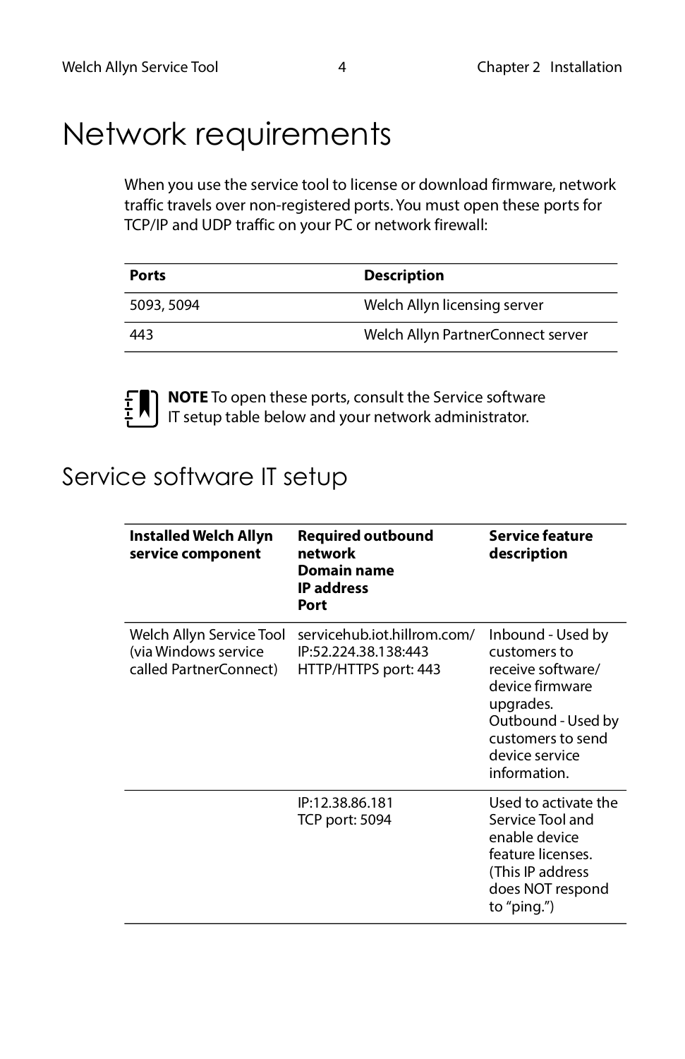# Network requirements

When you use the service tool to license or download firmware, network traffic travels over non-registered ports. You must open these ports for TCP/IP and UDP traffic on your PC or network firewall:

| Ports | Description |
|---|---|
| 5093, 5094 | Welch Allyn licensing server |
| 443 | Welch Allyn PartnerConnect server |

**NOTE** To open these ports, consult the Service software IT setup table below and your network administrator.

## Service software IT setup

| Installed Welch Allyn service component | Required outbound network<br>Domain name<br>IP address<br>Port | Service feature description |
|---|---|---|
| Welch Allyn Service Tool (via Windows service called PartnerConnect) | servicehub.iot.hillrom.com/<br>IP:52.224.38.138:443<br>HTTP/HTTPS port: 443 | Inbound - Used by customers to receive software/ device firmware upgrades.<br>Outbound - Used by customers to send device service information. |
| | IP:12.38.86.181<br>TCP port: 5094 | Used to activate the Service Tool and enable device feature licenses. (This IP address does NOT respond to “ping.”) |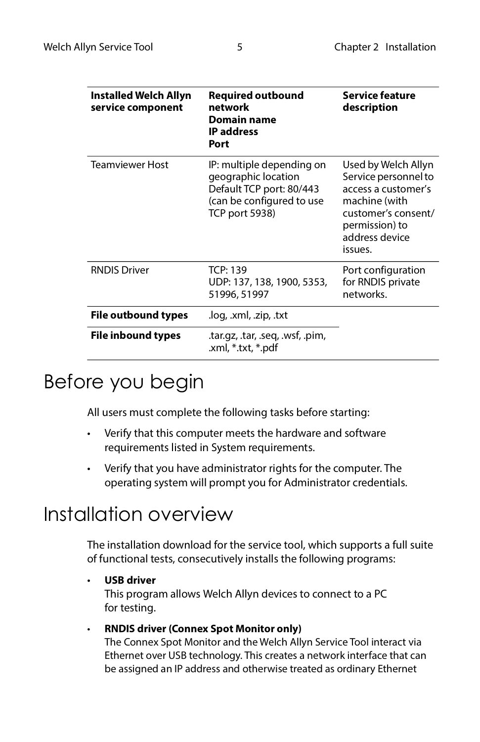| Installed Welch Allyn service component | Required outbound network<br>Domain name<br>IP address<br>Port | Service feature description |
|---|---|---|
| Teamviewer Host | IP: multiple depending on geographic location<br>Default TCP port: 80/443 (can be configured to use TCP port 5938) | Used by Welch Allyn Service personnel to access a customer's machine (with customer's consent/ permission) to address device issues. |
| RNDIS Driver | TCP: 139<br>UDP: 137, 138, 1900, 5353, 51996, 51997 | Port configuration for RNDIS private networks. |
| **File outbound types** | .log, .xml, .zip, .txt | |
| **File inbound types** | .tar.gz, .tar, .seq, .wsf, .pim, .xml, *.txt, *.pdf | |

# Before you begin

All users must complete the following tasks before starting:

- Verify that this computer meets the hardware and software requirements listed in System requirements.
- Verify that you have administrator rights for the computer. The operating system will prompt you for Administrator credentials.

# Installation overview

The installation download for the service tool, which supports a full suite of functional tests, consecutively installs the following programs:

- **USB driver**
  This program allows Welch Allyn devices to connect to a PC for testing.
- **RNDIS driver (Connex Spot Monitor only)**
  The Connex Spot Monitor and the Welch Allyn Service Tool interact via Ethernet over USB technology. This creates a network interface that can be assigned an IP address and otherwise treated as ordinary Ethernet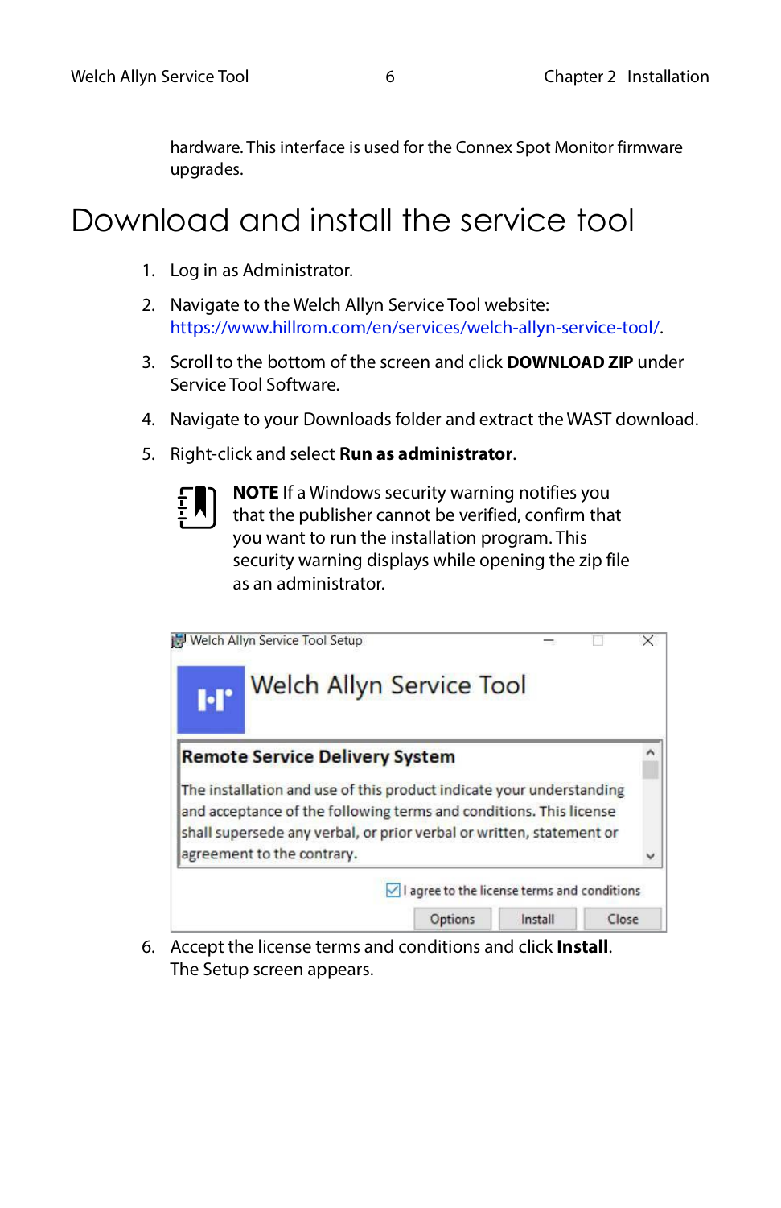hardware. This interface is used for the Connex Spot Monitor firmware upgrades.

# Download and install the service tool

1. Log in as Administrator.
2. Navigate to the Welch Allyn Service Tool website: https://www.hillrom.com/en/services/welch-allyn-service-tool/.
3. Scroll to the bottom of the screen and click **DOWNLOAD ZIP** under Service Tool Software.
4. Navigate to your Downloads folder and extract the WAST download.
5. Right-click and select **Run as administrator**.

   **NOTE** If a Windows security warning notifies you that the publisher cannot be verified, confirm that you want to run the installation program. This security warning displays while opening the zip file as an administrator.

6. Accept the license terms and conditions and click **Install**. The Setup screen appears.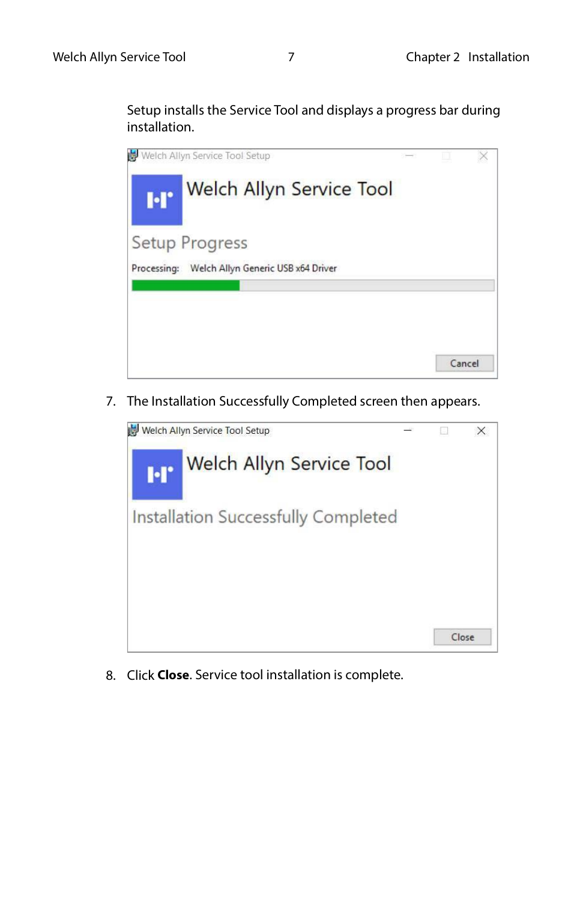Setup installs the Service Tool and displays a progress bar during installation.

7. The Installation Successfully Completed screen then appears.

8. Click **Close**. Service tool installation is complete.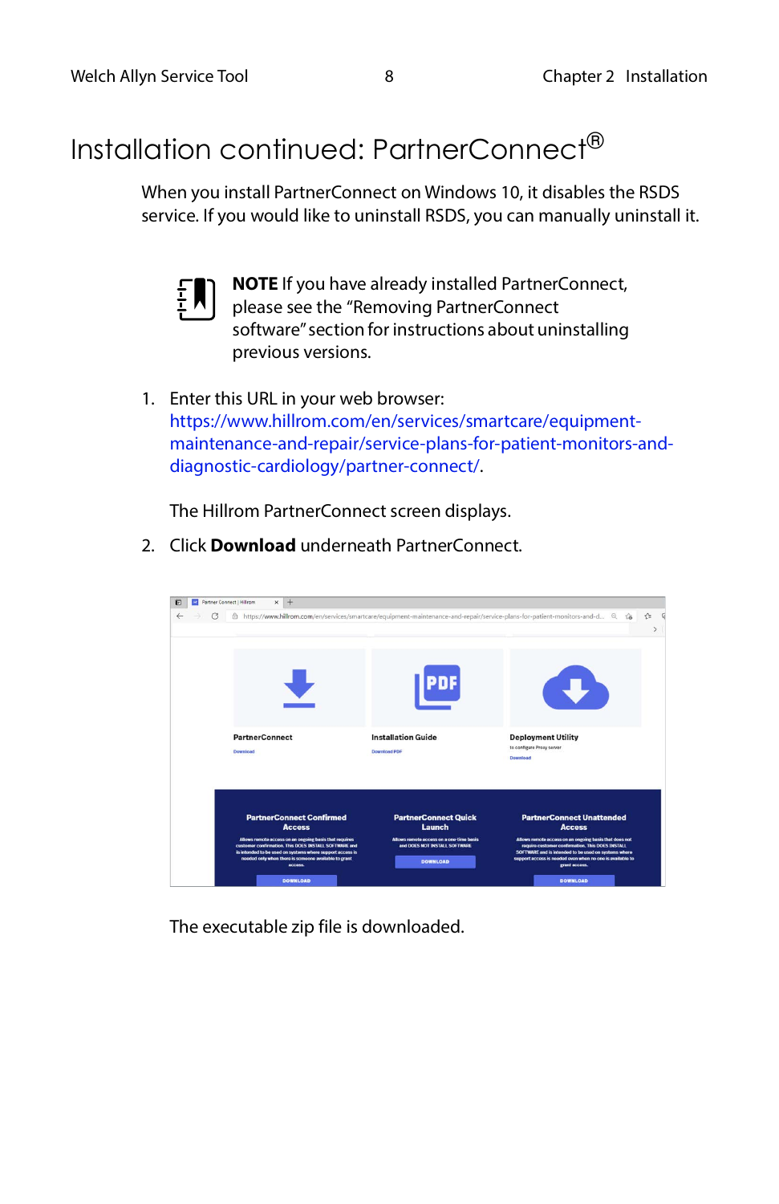# Installation continued: PartnerConnect®

When you install PartnerConnect on Windows 10, it disables the RSDS service. If you would like to uninstall RSDS, you can manually uninstall it.

**NOTE** If you have already installed PartnerConnect, please see the "Removing PartnerConnect software" section for instructions about uninstalling previous versions.

1. Enter this URL in your web browser: https://www.hillrom.com/en/services/smartcare/equipment-maintenance-and-repair/service-plans-for-patient-monitors-and-diagnostic-cardiology/partner-connect/.

   The Hillrom PartnerConnect screen displays.

2. Click **Download** underneath PartnerConnect.

   The executable zip file is downloaded.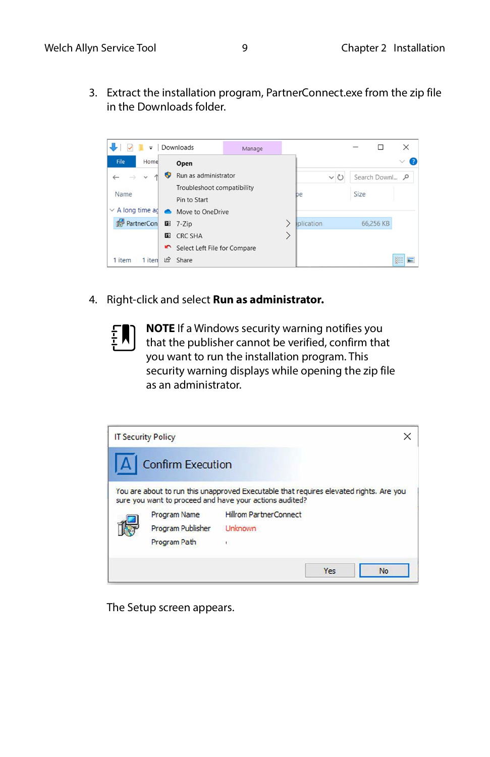3. Extract the installation program, PartnerConnect.exe from the zip file in the Downloads folder.

4. Right-click and select **Run as administrator.**

**NOTE** If a Windows security warning notifies you that the publisher cannot be verified, confirm that you want to run the installation program. This security warning displays while opening the zip file as an administrator.

The Setup screen appears.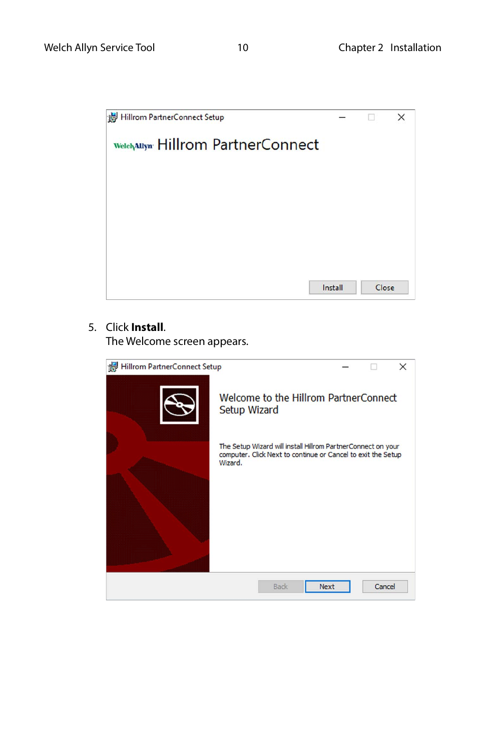5. Click **Install**.
   The Welcome screen appears.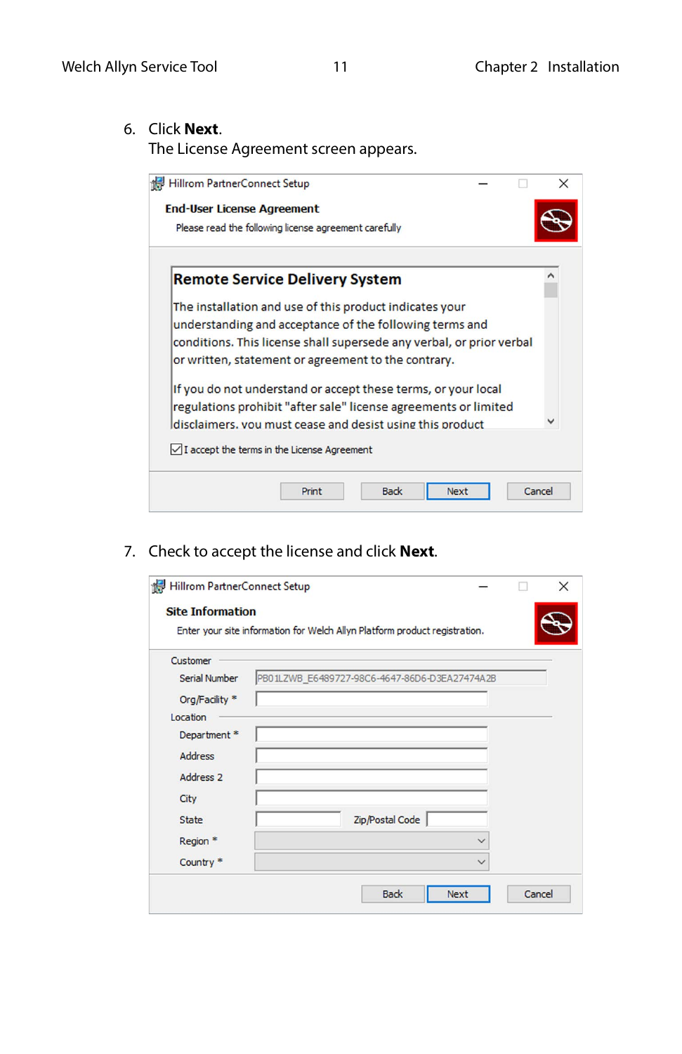6. Click **Next**.
   The License Agreement screen appears.

7. Check to accept the license and click **Next**.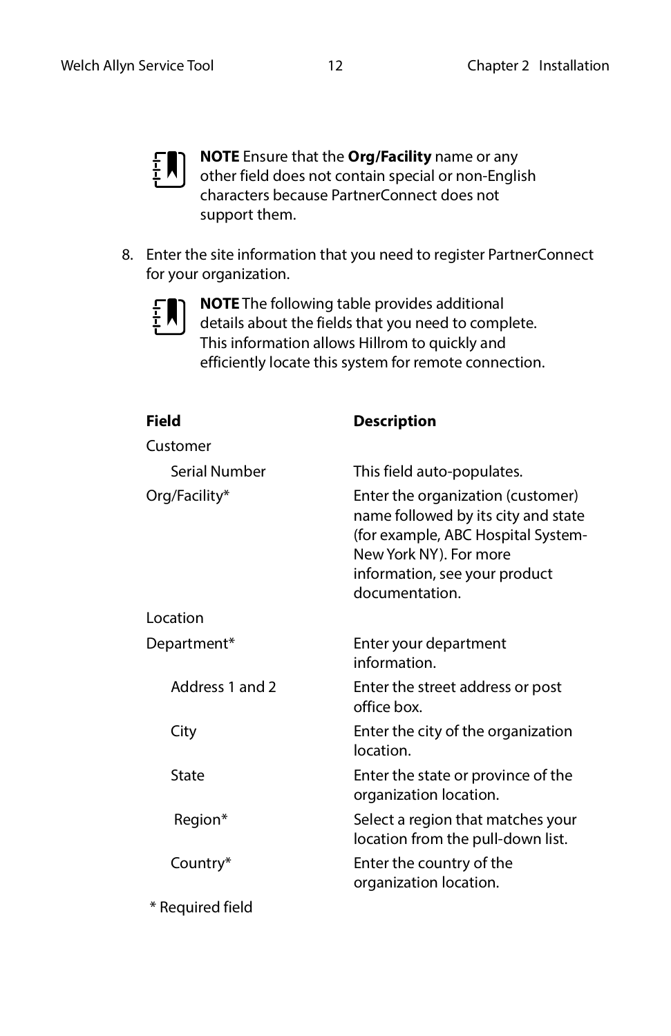**NOTE** Ensure that the **Org/Facility** name or any other field does not contain special or non-English characters because PartnerConnect does not support them.

8. Enter the site information that you need to register PartnerConnect for your organization.

   **NOTE** The following table provides additional details about the fields that you need to complete. This information allows Hillrom to quickly and efficiently locate this system for remote connection.

| Field | Description |
|---|---|
| Customer | |
| Serial Number | This field auto-populates. |
| Org/Facility* | Enter the organization (customer) name followed by its city and state (for example, ABC Hospital System-New York NY). For more information, see your product documentation. |
| Location | |
| Department* | Enter your department information. |
| Address 1 and 2 | Enter the street address or post office box. |
| City | Enter the city of the organization location. |
| State | Enter the state or province of the organization location. |
| Region* | Select a region that matches your location from the pull-down list. |
| Country* | Enter the country of the organization location. |

\* Required field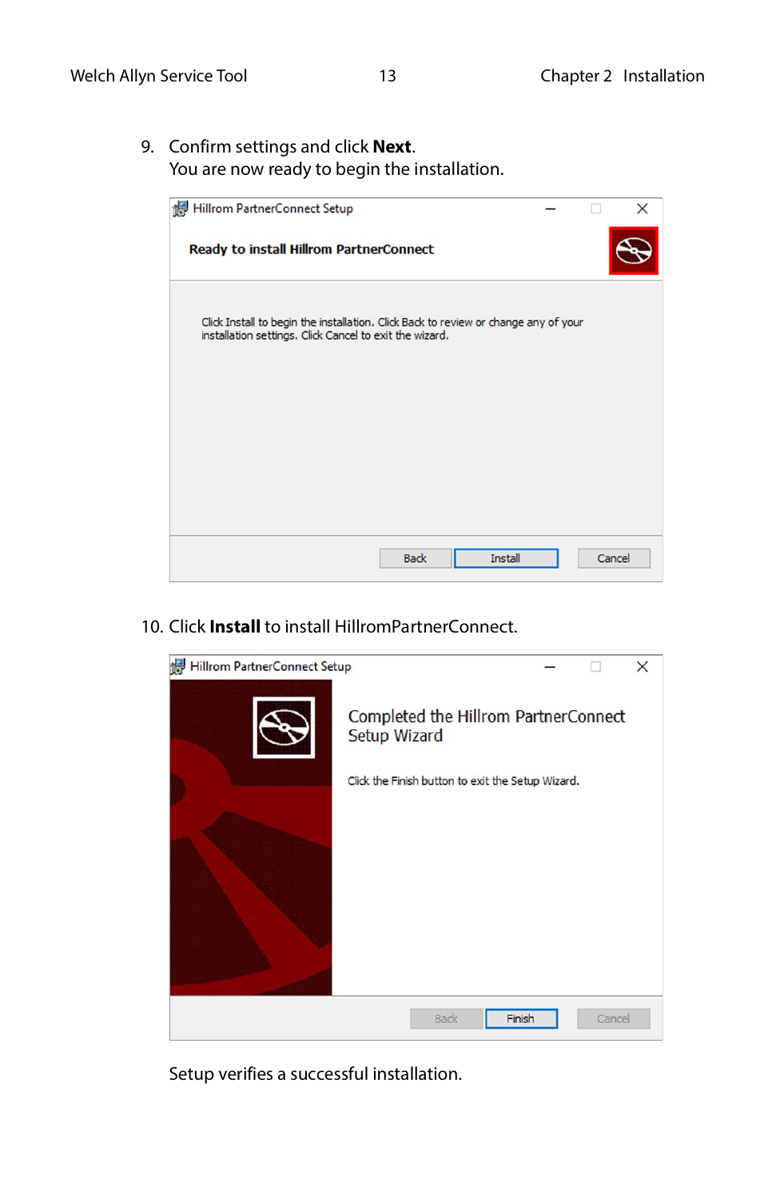9. Confirm settings and click **Next**.
   You are now ready to begin the installation.

10. Click **Install** to install HillromPartnerConnect.

Setup verifies a successful installation.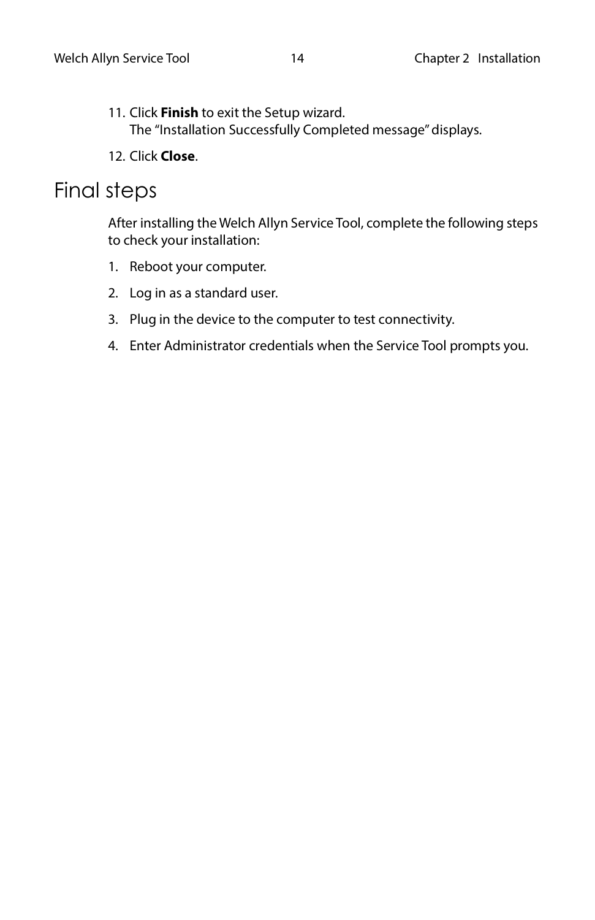11. Click **Finish** to exit the Setup wizard.
    The "Installation Successfully Completed message" displays.
12. Click **Close**.

## Final steps

After installing the Welch Allyn Service Tool, complete the following steps to check your installation:

1. Reboot your computer.
2. Log in as a standard user.
3. Plug in the device to the computer to test connectivity.
4. Enter Administrator credentials when the Service Tool prompts you.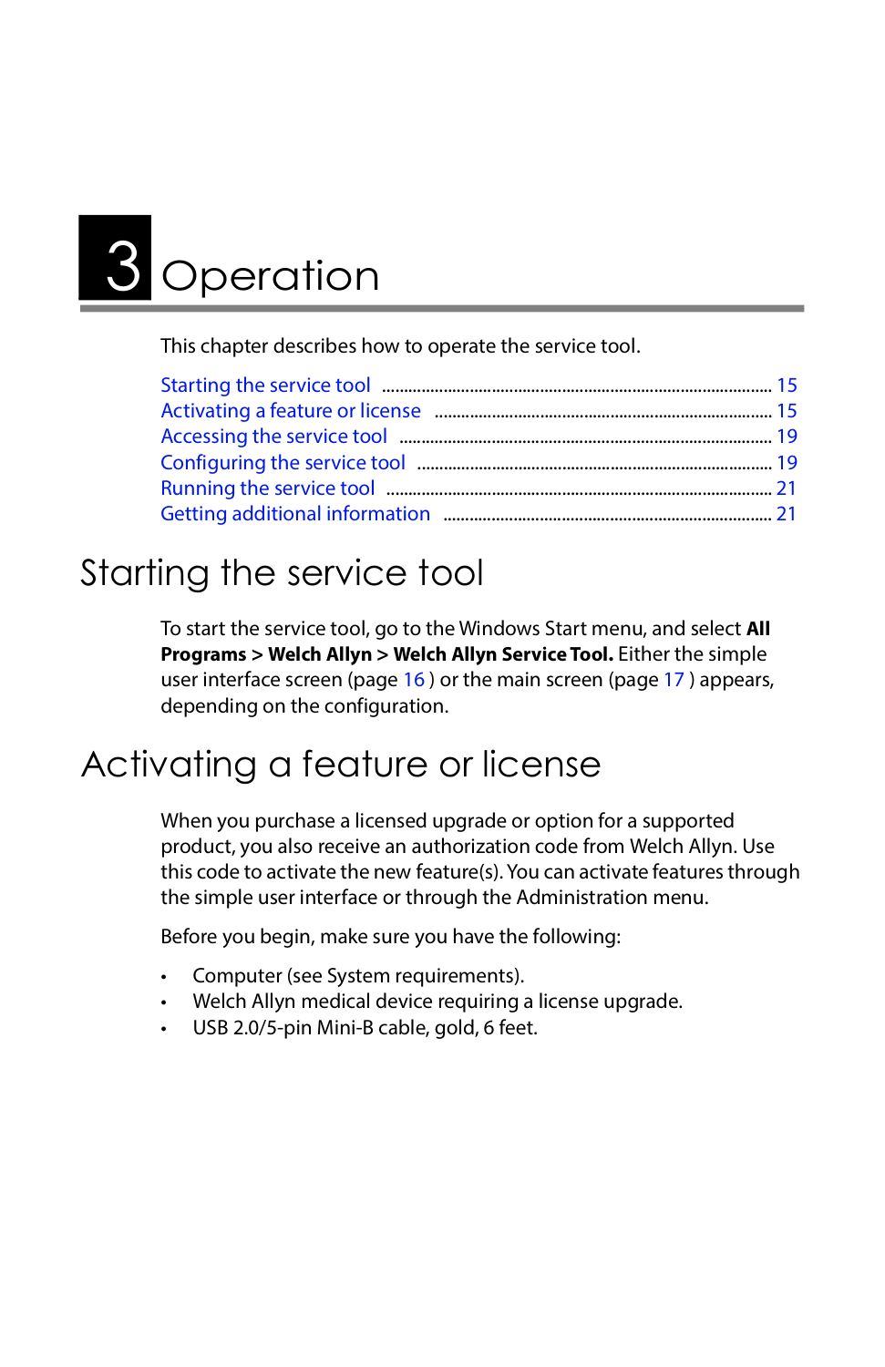# 3 Operation

This chapter describes how to operate the service tool.

Starting the service tool ..... 15
Activating a feature or license ..... 15
Accessing the service tool ..... 19
Configuring the service tool ..... 19
Running the service tool ..... 21
Getting additional information ..... 21

## Starting the service tool

To start the service tool, go to the Windows Start menu, and select **All Programs > Welch Allyn > Welch Allyn Service Tool.** Either the simple user interface screen (page 16 ) or the main screen (page 17 ) appears, depending on the configuration.

## Activating a feature or license

When you purchase a licensed upgrade or option for a supported product, you also receive an authorization code from Welch Allyn. Use this code to activate the new feature(s). You can activate features through the simple user interface or through the Administration menu.

Before you begin, make sure you have the following:

- Computer (see System requirements).
- Welch Allyn medical device requiring a license upgrade.
- USB 2.0/5-pin Mini-B cable, gold, 6 feet.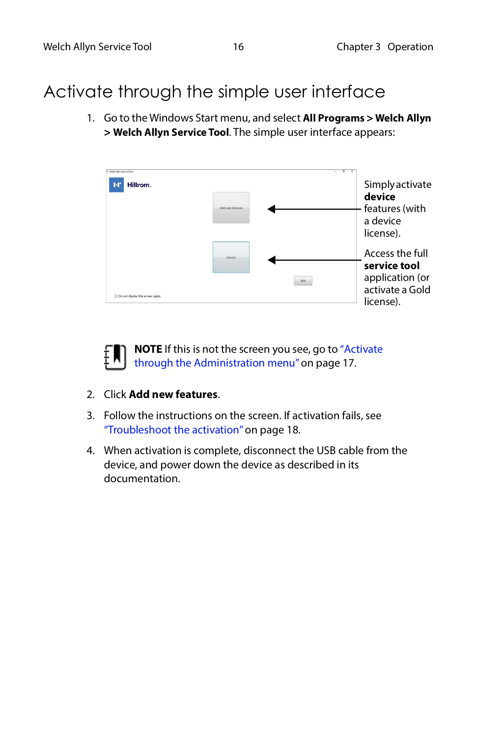# Activate through the simple user interface

1. Go to the Windows Start menu, and select **All Programs > Welch Allyn > Welch Allyn Service Tool**. The simple user interface appears:

Simply activate **device** features (with a device license).

Access the full **service tool** application (or activate a Gold license).

**NOTE** If this is not the screen you see, go to "Activate through the Administration menu" on page 17.

2. Click **Add new features**.
3. Follow the instructions on the screen. If activation fails, see "Troubleshoot the activation" on page 18.
4. When activation is complete, disconnect the USB cable from the device, and power down the device as described in its documentation.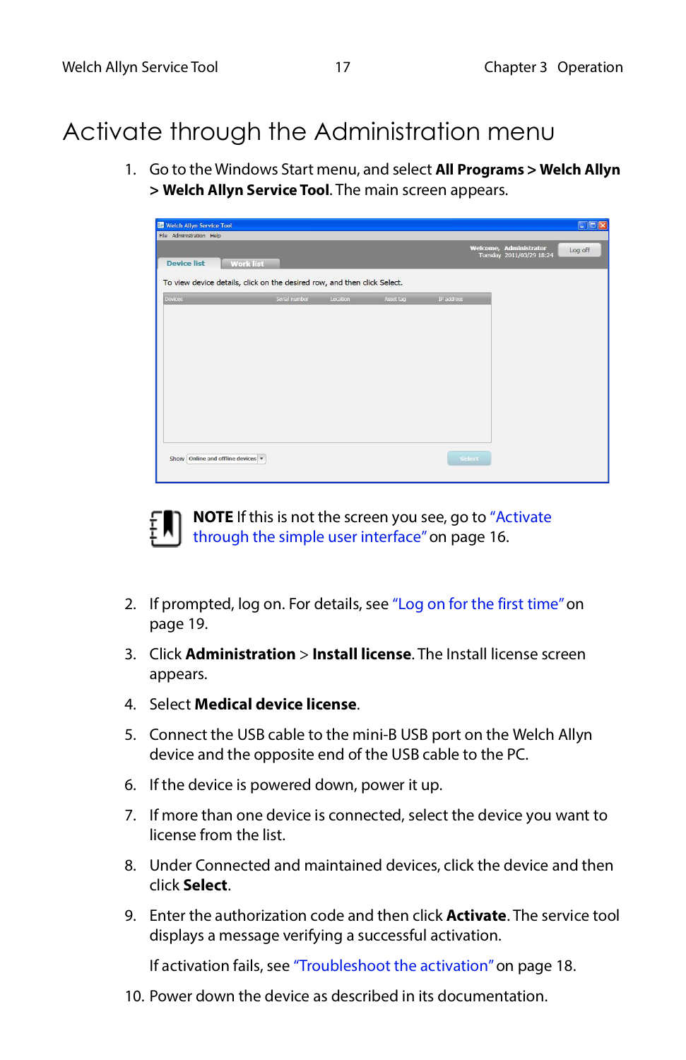# Activate through the Administration menu

1. Go to the Windows Start menu, and select **All Programs > Welch Allyn > Welch Allyn Service Tool**. The main screen appears.

**NOTE** If this is not the screen you see, go to "Activate through the simple user interface" on page 16.

2. If prompted, log on. For details, see "Log on for the first time" on page 19.
3. Click **Administration** > **Install license**. The Install license screen appears.
4. Select **Medical device license**.
5. Connect the USB cable to the mini-B USB port on the Welch Allyn device and the opposite end of the USB cable to the PC.
6. If the device is powered down, power it up.
7. If more than one device is connected, select the device you want to license from the list.
8. Under Connected and maintained devices, click the device and then click **Select**.
9. Enter the authorization code and then click **Activate**. The service tool displays a message verifying a successful activation.

   If activation fails, see "Troubleshoot the activation" on page 18.
10. Power down the device as described in its documentation.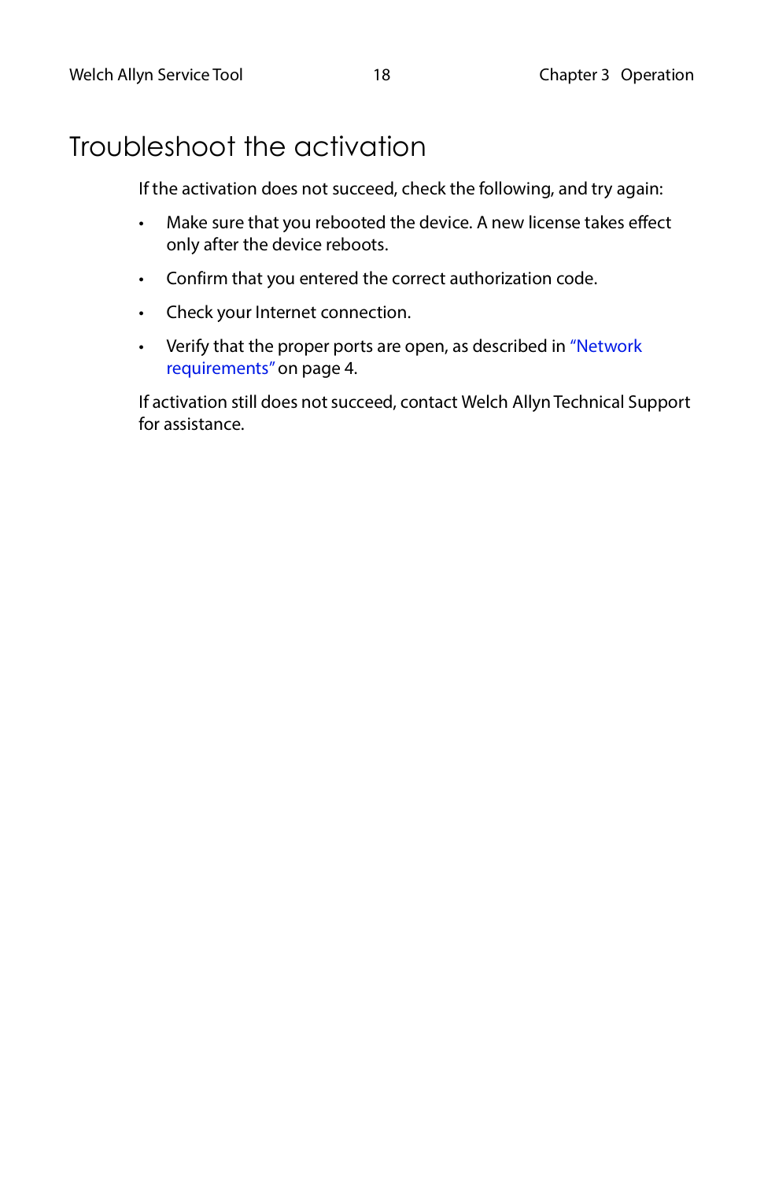# Troubleshoot the activation

If the activation does not succeed, check the following, and try again:

- Make sure that you rebooted the device. A new license takes effect only after the device reboots.
- Confirm that you entered the correct authorization code.
- Check your Internet connection.
- Verify that the proper ports are open, as described in "Network requirements" on page 4.

If activation still does not succeed, contact Welch Allyn Technical Support for assistance.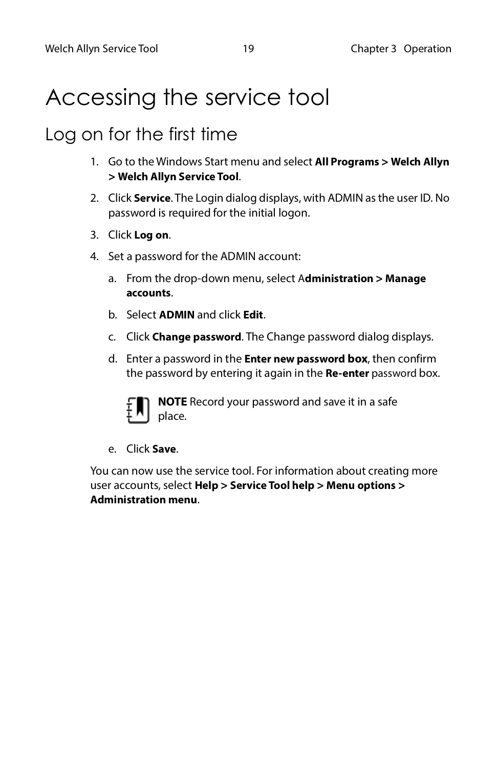# Accessing the service tool

## Log on for the first time

1. Go to the Windows Start menu and select **All Programs > Welch Allyn > Welch Allyn Service Tool**.
2. Click **Service**. The Login dialog displays, with ADMIN as the user ID. No password is required for the initial logon.
3. Click **Log on**.
4. Set a password for the ADMIN account:
   a. From the drop-down menu, select A**dministration > Manage accounts**.
   b. Select **ADMIN** and click **Edit**.
   c. Click **Change password**. The Change password dialog displays.
   d. Enter a password in the **Enter new password box**, then confirm the password by entering it again in the **Re-enter** password box.

      **NOTE** Record your password and save it in a safe place.

   e. Click **Save**.

You can now use the service tool. For information about creating more user accounts, select **Help > Service Tool help > Menu options > Administration menu**.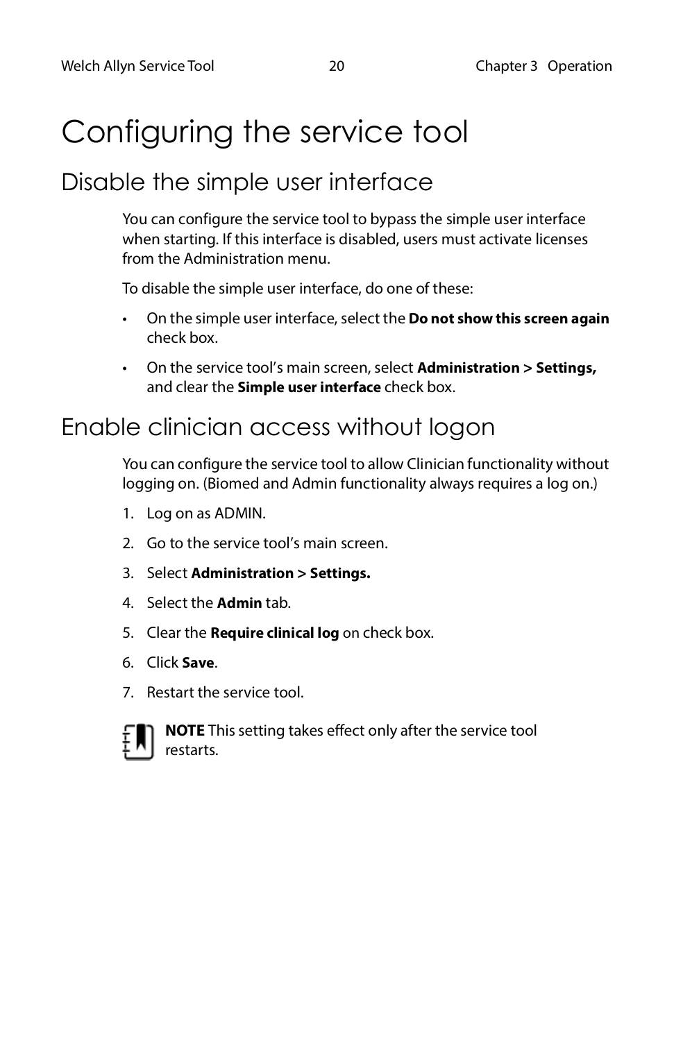# Configuring the service tool

## Disable the simple user interface

You can configure the service tool to bypass the simple user interface when starting. If this interface is disabled, users must activate licenses from the Administration menu.

To disable the simple user interface, do one of these:

- On the simple user interface, select the **Do not show this screen again** check box.
- On the service tool's main screen, select **Administration > Settings,** and clear the **Simple user interface** check box.

## Enable clinician access without logon

You can configure the service tool to allow Clinician functionality without logging on. (Biomed and Admin functionality always requires a log on.)

1. Log on as ADMIN.
2. Go to the service tool's main screen.
3. Select **Administration > Settings.**
4. Select the **Admin** tab.
5. Clear the **Require clinical log** on check box.
6. Click **Save**.
7. Restart the service tool.

**NOTE** This setting takes effect only after the service tool restarts.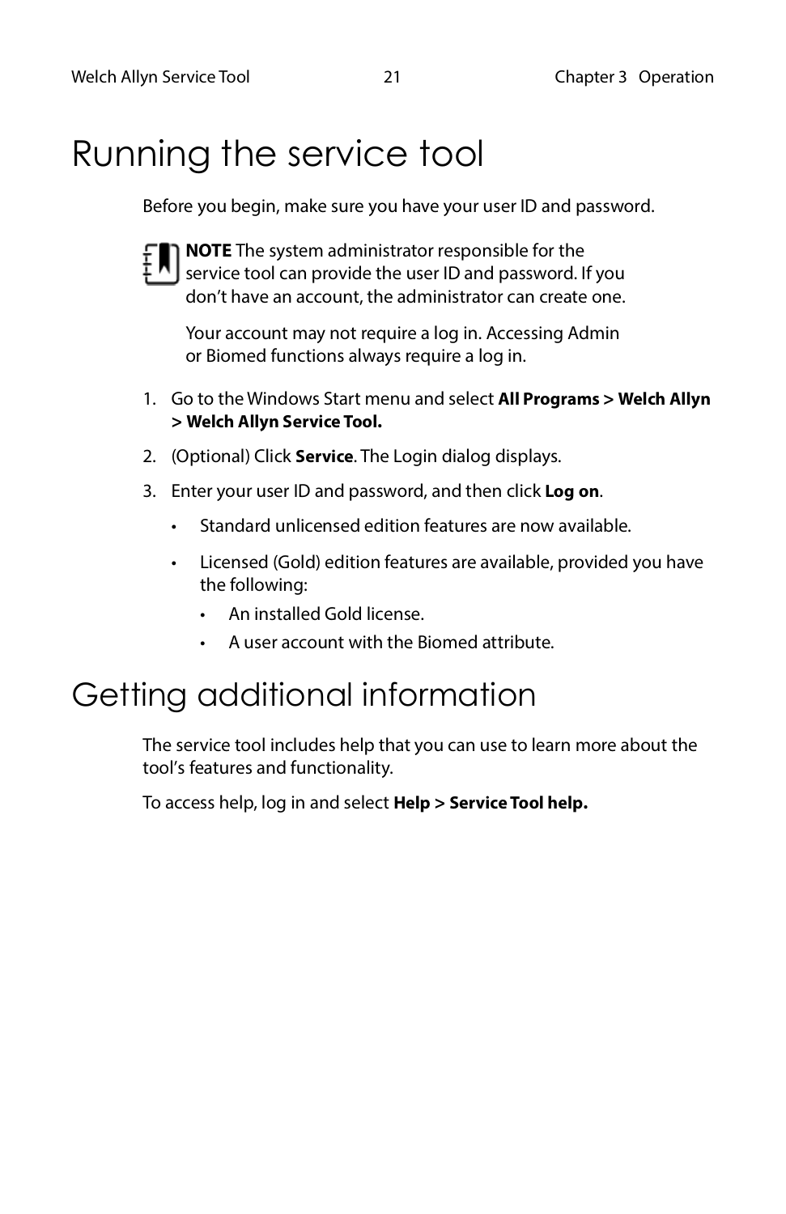# Running the service tool

Before you begin, make sure you have your user ID and password.

**NOTE** The system administrator responsible for the service tool can provide the user ID and password. If you don’t have an account, the administrator can create one.

Your account may not require a log in. Accessing Admin or Biomed functions always require a log in.

1. Go to the Windows Start menu and select **All Programs > Welch Allyn > Welch Allyn Service Tool.**
2. (Optional) Click **Service**. The Login dialog displays.
3. Enter your user ID and password, and then click **Log on**.
   - Standard unlicensed edition features are now available.
   - Licensed (Gold) edition features are available, provided you have the following:
     - An installed Gold license.
     - A user account with the Biomed attribute.

# Getting additional information

The service tool includes help that you can use to learn more about the tool’s features and functionality.

To access help, log in and select **Help > Service Tool help.**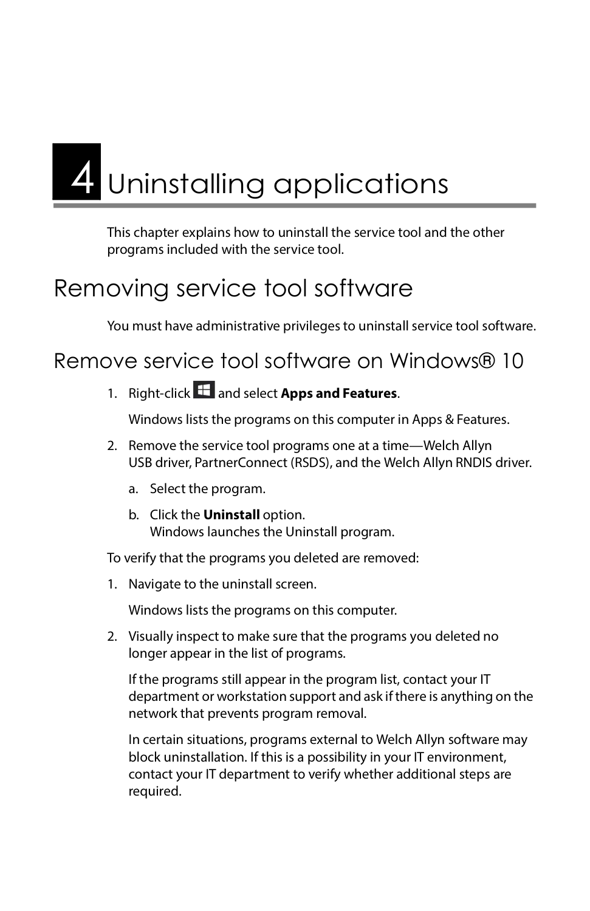# 4 Uninstalling applications

This chapter explains how to uninstall the service tool and the other programs included with the service tool.

## Removing service tool software

You must have administrative privileges to uninstall service tool software.

### Remove service tool software on Windows® 10

1. Right-click ⊞ and select **Apps and Features**.

   Windows lists the programs on this computer in Apps & Features.

2. Remove the service tool programs one at a time—Welch Allyn USB driver, PartnerConnect (RSDS), and the Welch Allyn RNDIS driver.

   a. Select the program.

   b. Click the **Uninstall** option.
      Windows launches the Uninstall program.

To verify that the programs you deleted are removed:

1. Navigate to the uninstall screen.

   Windows lists the programs on this computer.

2. Visually inspect to make sure that the programs you deleted no longer appear in the list of programs.

   If the programs still appear in the program list, contact your IT department or workstation support and ask if there is anything on the network that prevents program removal.

   In certain situations, programs external to Welch Allyn software may block uninstallation. If this is a possibility in your IT environment, contact your IT department to verify whether additional steps are required.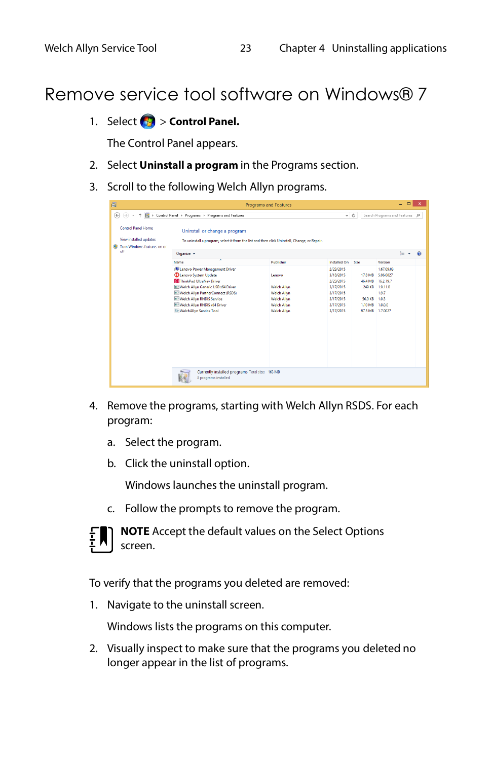# Remove service tool software on Windows® 7

1. Select  > **Control Panel.**

   The Control Panel appears.

2. Select **Uninstall a program** in the Programs section.

3. Scroll to the following Welch Allyn programs.

4. Remove the programs, starting with Welch Allyn RSDS. For each program:

   a. Select the program.

   b. Click the uninstall option.

      Windows launches the uninstall program.

   c. Follow the prompts to remove the program.

**NOTE** Accept the default values on the Select Options screen.

To verify that the programs you deleted are removed:

1. Navigate to the uninstall screen.

   Windows lists the programs on this computer.

2. Visually inspect to make sure that the programs you deleted no longer appear in the list of programs.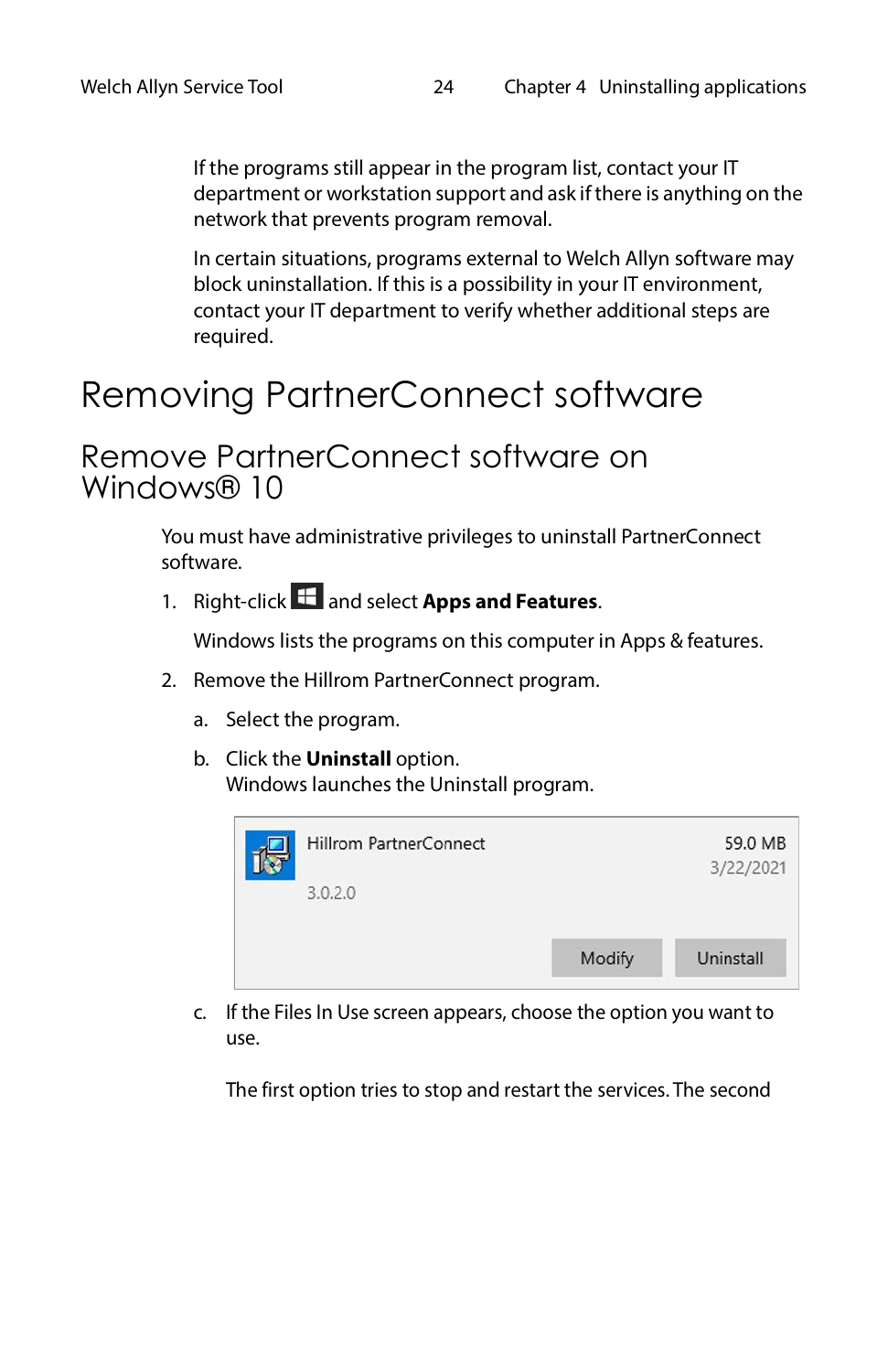If the programs still appear in the program list, contact your IT department or workstation support and ask if there is anything on the network that prevents program removal.

In certain situations, programs external to Welch Allyn software may block uninstallation. If this is a possibility in your IT environment, contact your IT department to verify whether additional steps are required.

# Removing PartnerConnect software

## Remove PartnerConnect software on Windows® 10

You must have administrative privileges to uninstall PartnerConnect software.

1. Right-click  and select **Apps and Features**.

   Windows lists the programs on this computer in Apps & features.

2. Remove the Hillrom PartnerConnect program.

   a. Select the program.

   b. Click the **Uninstall** option.
   Windows launches the Uninstall program.

   Hillrom PartnerConnect 59.0 MB
   3/22/2021
   3.0.2.0
   Modify Uninstall

   c. If the Files In Use screen appears, choose the option you want to use.

   The first option tries to stop and restart the services. The second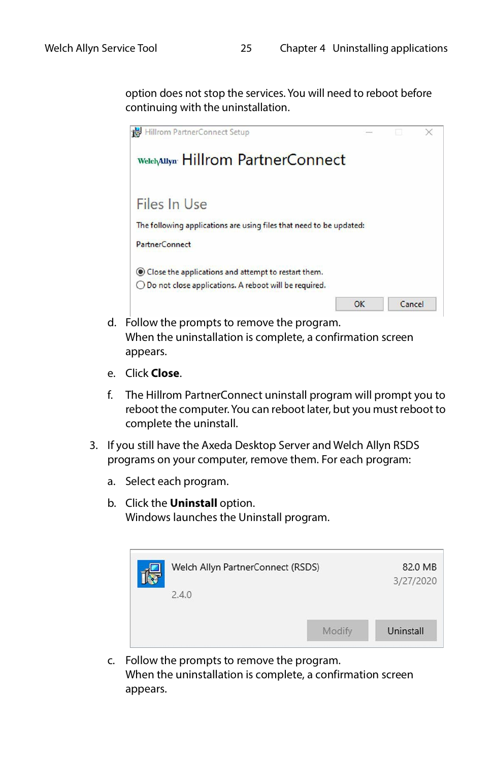option does not stop the services. You will need to reboot before continuing with the uninstallation.

d. Follow the prompts to remove the program.
   When the uninstallation is complete, a confirmation screen appears.

e. Click **Close**.

f. The Hillrom PartnerConnect uninstall program will prompt you to reboot the computer. You can reboot later, but you must reboot to complete the uninstall.

3. If you still have the Axeda Desktop Server and Welch Allyn RSDS programs on your computer, remove them. For each program:

   a. Select each program.

   b. Click the **Uninstall** option.
      Windows launches the Uninstall program.

   c. Follow the prompts to remove the program.
      When the uninstallation is complete, a confirmation screen appears.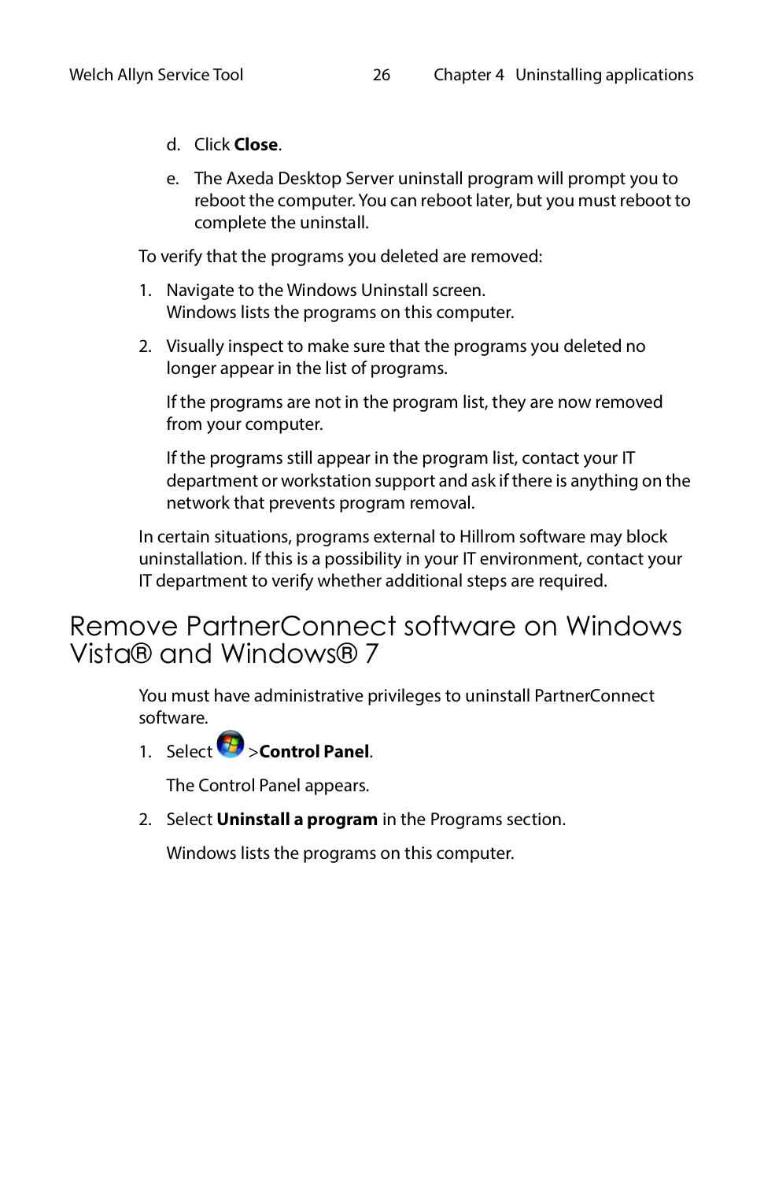d. Click **Close**.

e. The Axeda Desktop Server uninstall program will prompt you to reboot the computer. You can reboot later, but you must reboot to complete the uninstall.

To verify that the programs you deleted are removed:

1. Navigate to the Windows Uninstall screen.
   Windows lists the programs on this computer.

2. Visually inspect to make sure that the programs you deleted no longer appear in the list of programs.

   If the programs are not in the program list, they are now removed from your computer.

   If the programs still appear in the program list, contact your IT department or workstation support and ask if there is anything on the network that prevents program removal.

In certain situations, programs external to Hillrom software may block uninstallation. If this is a possibility in your IT environment, contact your IT department to verify whether additional steps are required.

## Remove PartnerConnect software on Windows Vista® and Windows® 7

You must have administrative privileges to uninstall PartnerConnect software.

1. Select >**Control Panel**.

   The Control Panel appears.

2. Select **Uninstall a program** in the Programs section.

   Windows lists the programs on this computer.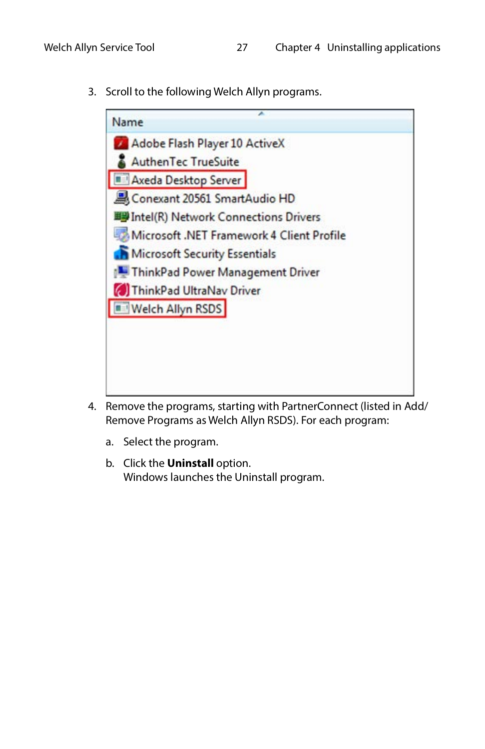3. Scroll to the following Welch Allyn programs.

4. Remove the programs, starting with PartnerConnect (listed in Add/Remove Programs as Welch Allyn RSDS). For each program:

   a. Select the program.

   b. Click the **Uninstall** option.
   Windows launches the Uninstall program.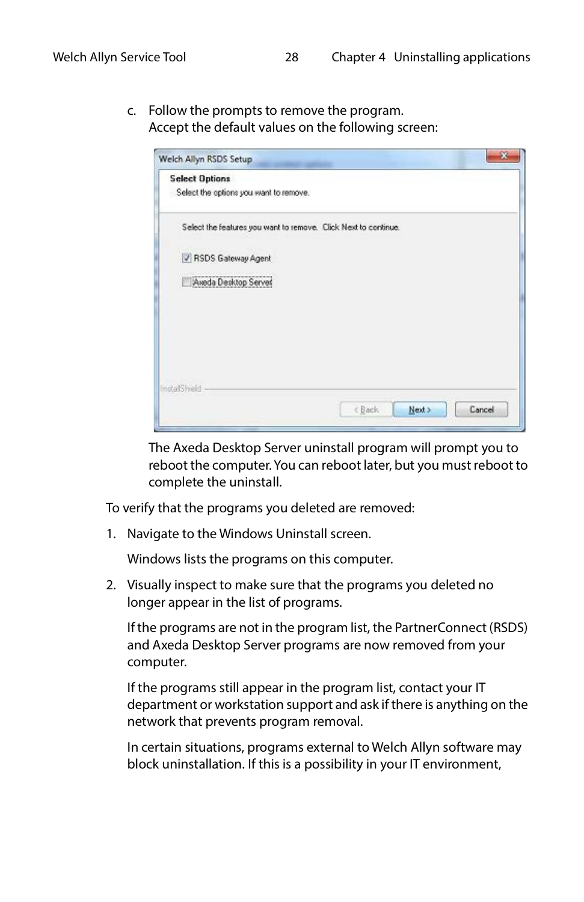c. Follow the prompts to remove the program.
   Accept the default values on the following screen:

   The Axeda Desktop Server uninstall program will prompt you to reboot the computer. You can reboot later, but you must reboot to complete the uninstall.

To verify that the programs you deleted are removed:

1. Navigate to the Windows Uninstall screen.

   Windows lists the programs on this computer.

2. Visually inspect to make sure that the programs you deleted no longer appear in the list of programs.

   If the programs are not in the program list, the PartnerConnect (RSDS) and Axeda Desktop Server programs are now removed from your computer.

   If the programs still appear in the program list, contact your IT department or workstation support and ask if there is anything on the network that prevents program removal.

   In certain situations, programs external to Welch Allyn software may block uninstallation. If this is a possibility in your IT environment,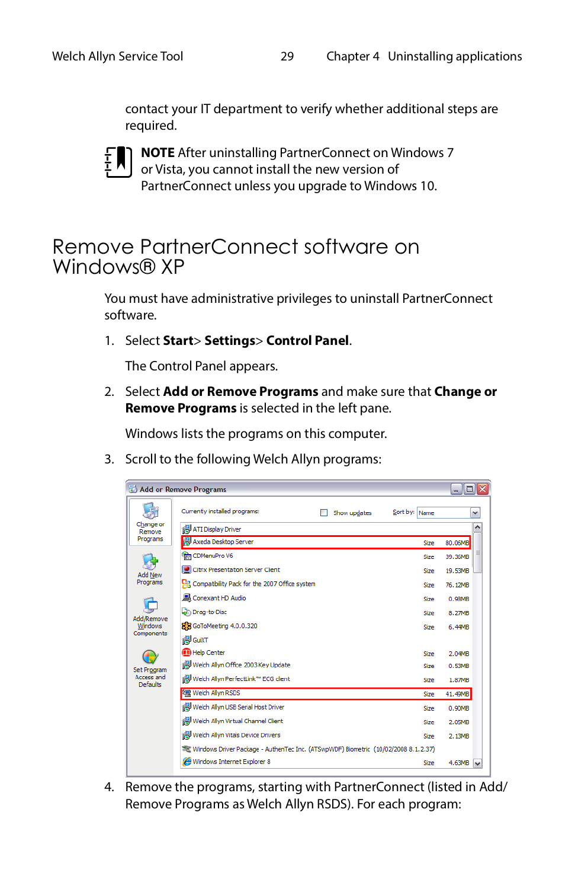contact your IT department to verify whether additional steps are required.

**NOTE** After uninstalling PartnerConnect on Windows 7 or Vista, you cannot install the new version of PartnerConnect unless you upgrade to Windows 10.

## Remove PartnerConnect software on Windows® XP

You must have administrative privileges to uninstall PartnerConnect software.

1. Select **Start**> **Settings**> **Control Panel**.

   The Control Panel appears.

2. Select **Add or Remove Programs** and make sure that **Change or Remove Programs** is selected in the left pane.

   Windows lists the programs on this computer.

3. Scroll to the following Welch Allyn programs:

4. Remove the programs, starting with PartnerConnect (listed in Add/Remove Programs as Welch Allyn RSDS). For each program: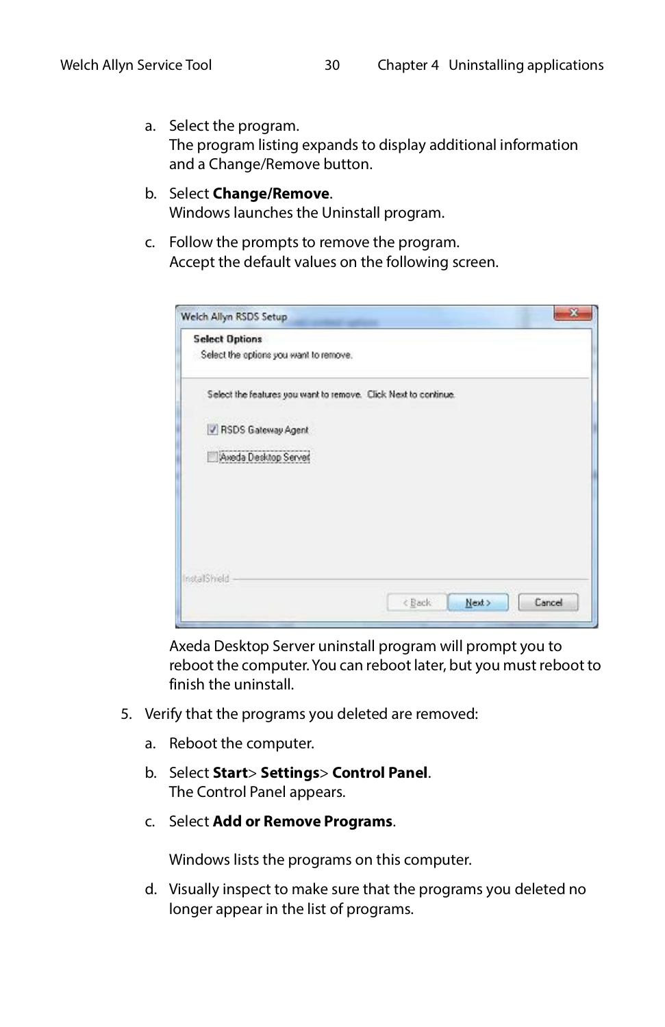a. Select the program.
   The program listing expands to display additional information and a Change/Remove button.

b. Select **Change/Remove**.
   Windows launches the Uninstall program.

c. Follow the prompts to remove the program.
   Accept the default values on the following screen.

   Axeda Desktop Server uninstall program will prompt you to reboot the computer. You can reboot later, but you must reboot to finish the uninstall.

5. Verify that the programs you deleted are removed:

   a. Reboot the computer.

   b. Select **Start**> **Settings**> **Control Panel**.
      The Control Panel appears.

   c. Select **Add or Remove Programs**.

      Windows lists the programs on this computer.

   d. Visually inspect to make sure that the programs you deleted no longer appear in the list of programs.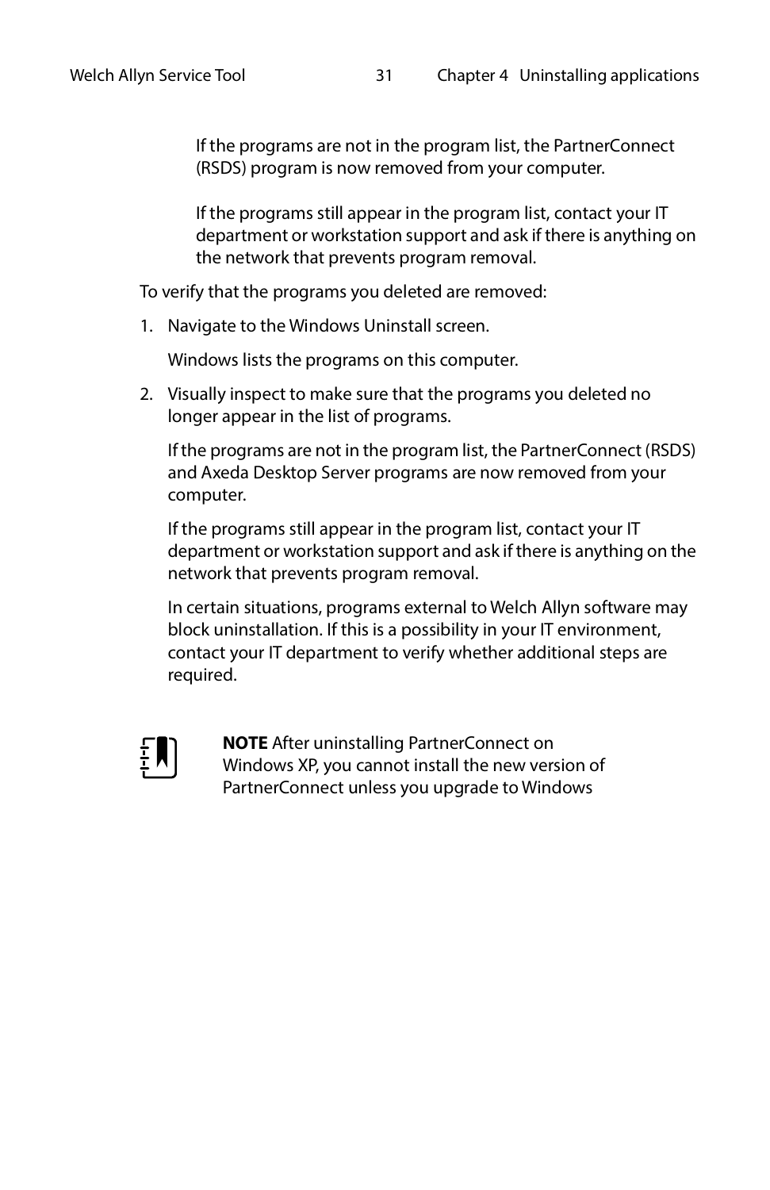If the programs are not in the program list, the PartnerConnect (RSDS) program is now removed from your computer.

If the programs still appear in the program list, contact your IT department or workstation support and ask if there is anything on the network that prevents program removal.

To verify that the programs you deleted are removed:

1. Navigate to the Windows Uninstall screen.

   Windows lists the programs on this computer.

2. Visually inspect to make sure that the programs you deleted no longer appear in the list of programs.

   If the programs are not in the program list, the PartnerConnect (RSDS) and Axeda Desktop Server programs are now removed from your computer.

   If the programs still appear in the program list, contact your IT department or workstation support and ask if there is anything on the network that prevents program removal.

   In certain situations, programs external to Welch Allyn software may block uninstallation. If this is a possibility in your IT environment, contact your IT department to verify whether additional steps are required.

**NOTE** After uninstalling PartnerConnect on Windows XP, you cannot install the new version of PartnerConnect unless you upgrade to Windows